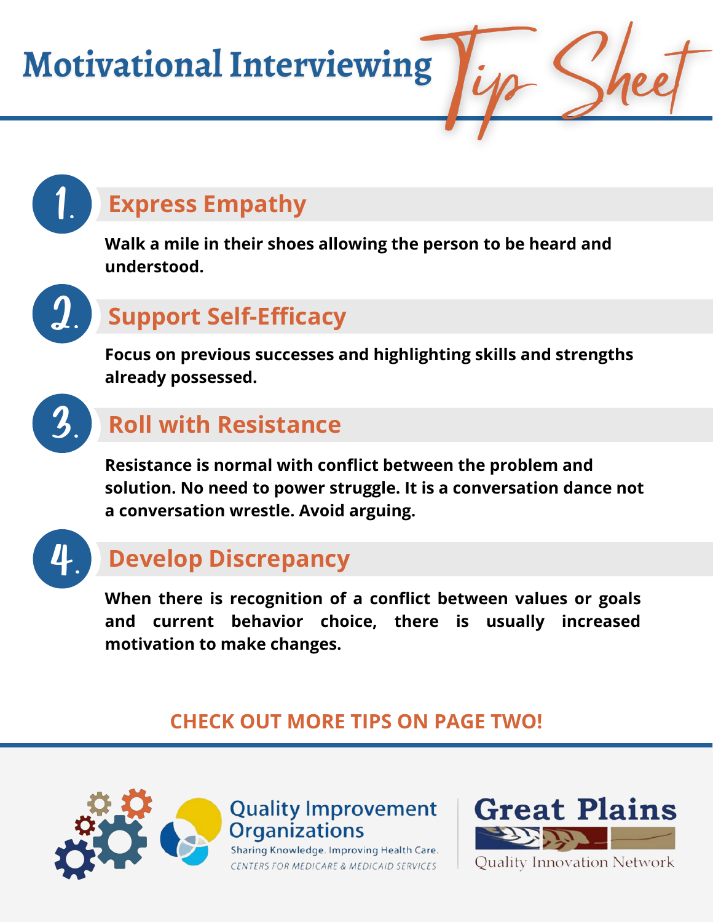# Motivational Interviewing *Tip Sheet*

## 1. Express Empathy

**Walk a mile in their shoes allowing the person to be heard and understood.**

## 2. Support Self-Efficacy

**Focus on previous successes and highlighting skills and strengths already possessed.**

## 3. Roll with Resistance

**Resistance is normal with conflict between the problem and solution. No need to power struggle. It is a conversation dance not a conversation wrestle. Avoid arguing.**

## 4. Develop Discrepancy

**When there is recognition of a conflict between values or goals and current behavior choice, there is usually increased motivation to make changes.**

**CHECK OUT MORE TIPS ON PAGE TWO!**

Quality Improvement Organizations
Sharing Knowledge. Improving Health Care.
CENTERS FOR MEDICARE & MEDICAID SERVICES

Great Plains
Quality Innovation Network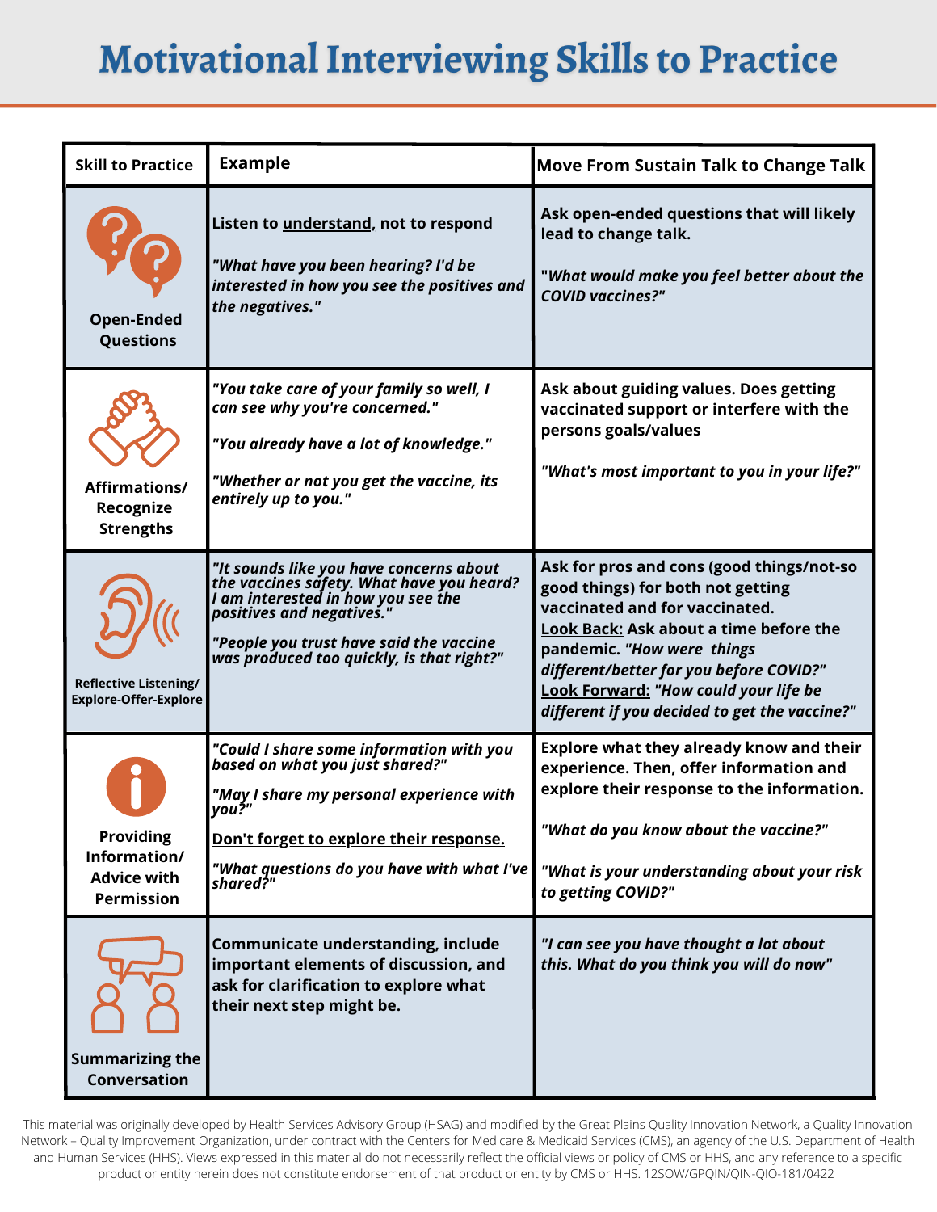# Motivational Interviewing Skills to Practice

| Skill to Practice | Example | Move From Sustain Talk to Change Talk |
|---|---|---|
| **Open-Ended Questions** | **Listen to understand, not to respond**<br><br>*"What have you been hearing? I'd be interested in how you see the positives and the negatives."* | **Ask open-ended questions that will likely lead to change talk.**<br><br>*"What would make you feel better about the COVID vaccines?"* |
| **Affirmations/ Recognize Strengths** | *"You take care of your family so well, I can see why you're concerned."*<br><br>*"You already have a lot of knowledge."*<br><br>*"Whether or not you get the vaccine, its entirely up to you."* | **Ask about guiding values. Does getting vaccinated support or interfere with the persons goals/values**<br><br>*"What's most important to you in your life?"* |
| **Reflective Listening/ Explore-Offer-Explore** | *"It sounds like you have concerns about the vaccines safety. What have you heard? I am interested in how you see the positives and negatives."*<br><br>*"People you trust have said the vaccine was produced too quickly, is that right?"* | **Ask for pros and cons (good things/not-so good things) for both not getting vaccinated and for vaccinated.**<br>**Look Back: Ask about a time before the pandemic.** *"How were things different/better for you before COVID?"*<br>**Look Forward:** *"How could your life be different if you decided to get the vaccine?"* |
| **Providing Information/ Advice with Permission** | *"Could I share some information with you based on what you just shared?"*<br><br>*"May I share my personal experience with you?"*<br><br>**Don't forget to explore their response.**<br><br>*"What questions do you have with what I've shared?"* | **Explore what they already know and their experience. Then, offer information and explore their response to the information.**<br><br>*"What do you know about the vaccine?"*<br><br>*"What is your understanding about your risk to getting COVID?"* |
| **Summarizing the Conversation** | **Communicate understanding, include important elements of discussion, and ask for clarification to explore what their next step might be.** | *"I can see you have thought a lot about this. What do you think you will do now"* |

This material was originally developed by Health Services Advisory Group (HSAG) and modified by the Great Plains Quality Innovation Network, a Quality Innovation Network – Quality Improvement Organization, under contract with the Centers for Medicare & Medicaid Services (CMS), an agency of the U.S. Department of Health and Human Services (HHS). Views expressed in this material do not necessarily reflect the official views or policy of CMS or HHS, and any reference to a specific product or entity herein does not constitute endorsement of that product or entity by CMS or HHS. 12SOW/GPQIN/QIN-QIO-181/0422